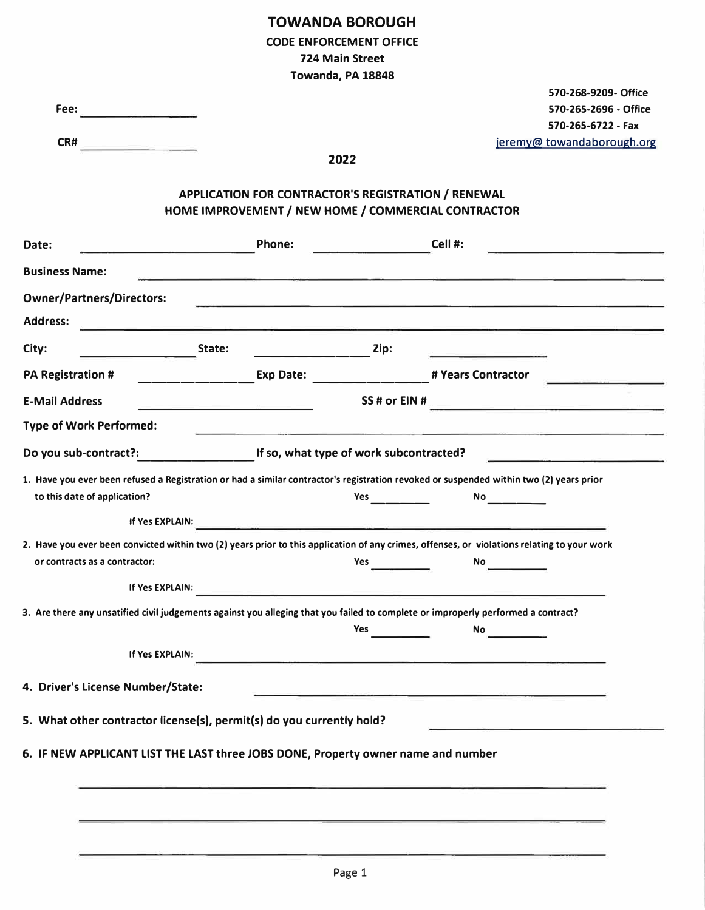# TOWANDA BOROUGH

**CODE ENFORCEMENT OFFICE**
**724 Main Street**
**Towanda, PA 18848**

**Fee:** ________________

**CR#** ________________

570-268-9209- Office
570-265-2696 - Office
570-265-6722 - Fax
jeremy@ towandaborough.org

**2022**

## APPLICATION FOR CONTRACTOR'S REGISTRATION / RENEWAL
## HOME IMPROVEMENT / NEW HOME / COMMERCIAL CONTRACTOR

**Date:** ________________ **Phone:** ________________ **Cell #:** ________________

**Business Name:** ________________________________________________

**Owner/Partners/Directors:** ________________________________________________

**Address:** ________________________________________________

**City:** ________________ **State:** ________________ **Zip:** ________________

**PA Registration #** ________________ **Exp Date:** ________________ **# Years Contractor** ________________

**E-Mail Address** ________________ **SS # or EIN #** ________________

**Type of Work Performed:** ________________________________________________

**Do you sub-contract?:** ________________ **If so, what type of work subcontracted?** ________________

1. Have you ever been refused a Registration or had a similar contractor's registration revoked or suspended within two (2) years prior to this date of application? Yes ________ No ________

   If Yes EXPLAIN: ________________________________________________

2. Have you ever been convicted within two (2) years prior to this application of any crimes, offenses, or violations relating to your work or contracts as a contractor: Yes ________ No ________

   If Yes EXPLAIN: ________________________________________________

3. Are there any unsatified civil judgements against you alleging that you failed to complete or improperly performed a contract? Yes ________ No ________

   If Yes EXPLAIN: ________________________________________________

4. **Driver's License Number/State:** ________________________________

5. **What other contractor license(s), permit(s) do you currently hold?** ________________

6. **IF NEW APPLICANT LIST THE LAST three JOBS DONE, Property owner name and number**

________________________________________________

________________________________________________

________________________________________________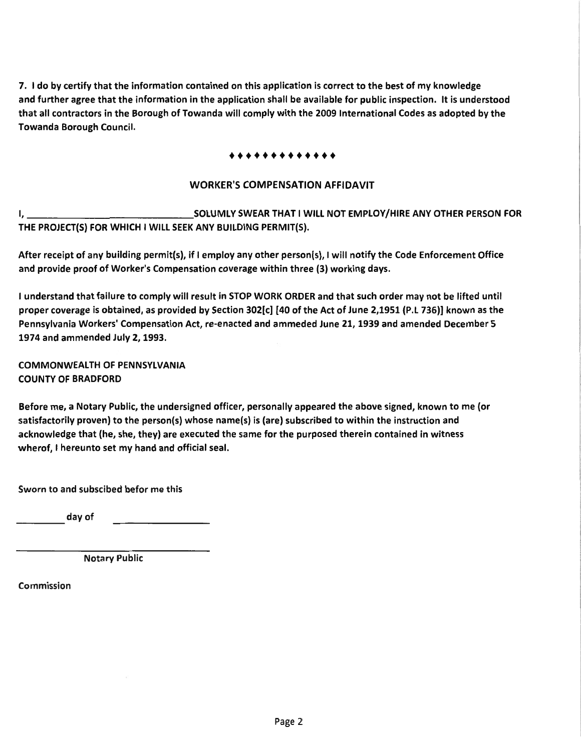**7. I do by certify that the information contained on this application is correct to the best of my knowledge and further agree that the information in the application shall be available for public inspection. It is understood that all contractors in the Borough of Towanda will comply with the 2009 International Codes as adopted by the Towanda Borough Council.**

**♦♦♦♦♦♦♦♦♦♦♦♦♦**

## WORKER'S COMPENSATION AFFIDAVIT

**I, ________________________________SOLUMLY SWEAR THAT I WILL NOT EMPLOY/HIRE ANY OTHER PERSON FOR THE PROJECT(S) FOR WHICH I WILL SEEK ANY BUILDING PERMIT(S).**

**After receipt of any building permit(s), if I employ any other person(s), I will notify the Code Enforcement Office and provide proof of Worker's Compensation coverage within three (3) working days.**

**I understand that failure to comply will result in STOP WORK ORDER and that such order may not be lifted until proper coverage is obtained, as provided by Section 302[c] [40 of the Act of June 2,1951 (P.L 736)] known as the Pennsylvania Workers' Compensation Act, re-enacted and ammeded June 21, 1939 and amended December 5 1974 and ammended July 2, 1993.**

**COMMONWEALTH OF PENNSYLVANIA**
**COUNTY OF BRADFORD**

**Before me, a Notary Public, the undersigned officer, personally appeared the above signed, known to me (or satisfactorily proven) to the person(s) whose name(s) is (are) subscribed to within the instruction and acknowledge that (he, she, they) are executed the same for the purposed therein contained in witness wherof, I hereunto set my hand and official seal.**

**Sworn to and subscibed befor me this**

**_________ day of _________________**

**________________________________**
**Notary Public**

**Commission**